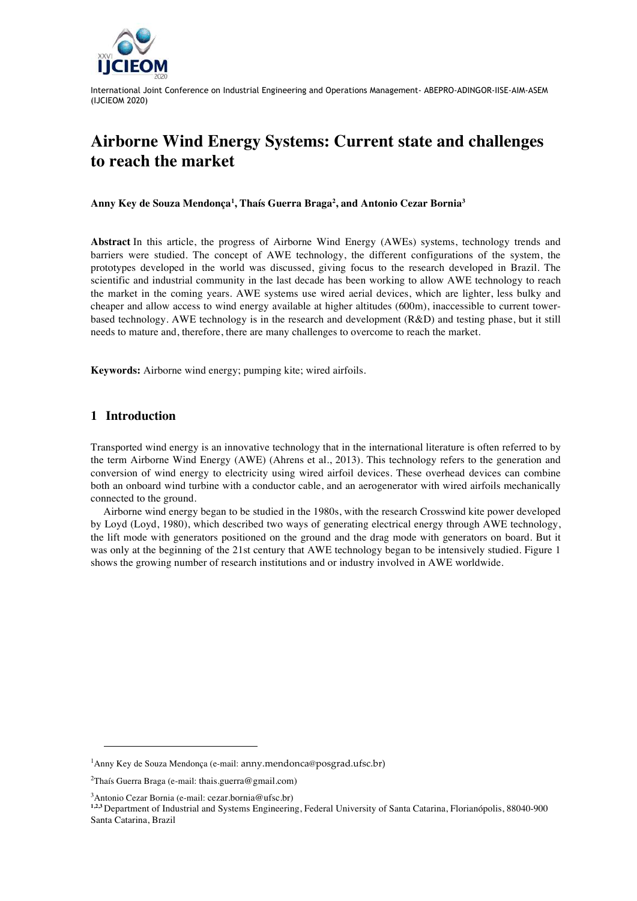# Airborne Wind Energy Systems: Current state and challenges to reach the market

**Anny Key de Souza Mendonça[1], Thaís Guerra Braga[2], and Antonio Cezar Bornia[3]**

**Abstract** In this article, the progress of Airborne Wind Energy (AWEs) systems, technology trends and barriers were studied. The concept of AWE technology, the different configurations of the system, the prototypes developed in the world was discussed, giving focus to the research developed in Brazil. The scientific and industrial community in the last decade has been working to allow AWE technology to reach the market in the coming years. AWE systems use wired aerial devices, which are lighter, less bulky and cheaper and allow access to wind energy available at higher altitudes (600m), inaccessible to current tower-based technology. AWE technology is in the research and development (R&D) and testing phase, but it still needs to mature and, therefore, there are many challenges to overcome to reach the market.

**Keywords:** Airborne wind energy; pumping kite; wired airfoils.

## 1 Introduction

Transported wind energy is an innovative technology that in the international literature is often referred to by the term Airborne Wind Energy (AWE) (Ahrens et al., 2013). This technology refers to the generation and conversion of wind energy to electricity using wired airfoil devices. These overhead devices can combine both an onboard wind turbine with a conductor cable, and an aerogenerator with wired airfoils mechanically connected to the ground.

Airborne wind energy began to be studied in the 1980s, with the research Crosswind kite power developed by Loyd (Loyd, 1980), which described two ways of generating electrical energy through AWE technology, the lift mode with generators positioned on the ground and the drag mode with generators on board. But it was only at the beginning of the 21st century that AWE technology began to be intensively studied. Figure 1 shows the growing number of research institutions and or industry involved in AWE worldwide.

---

[1] Anny Key de Souza Mendonça (e-mail: anny.mendonca@posgrad.ufsc.br)

[2] Thaís Guerra Braga (e-mail: thais.guerra@gmail.com)

[3] Antonio Cezar Bornia (e-mail: cezar.bornia@ufsc.br)

[1,2,3] Department of Industrial and Systems Engineering, Federal University of Santa Catarina, Florianópolis, 88040-900 Santa Catarina, Brazil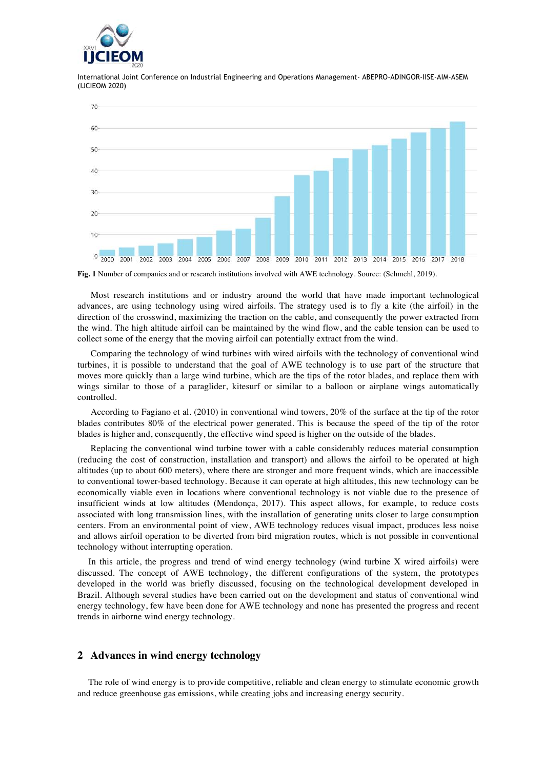**Fig. 1** Number of companies and or research institutions involved with AWE technology. Source: (Schmehl, 2019).

Most research institutions and or industry around the world that have made important technological advances, are using technology using wired airfoils. The strategy used is to fly a kite (the airfoil) in the direction of the crosswind, maximizing the traction on the cable, and consequently the power extracted from the wind. The high altitude airfoil can be maintained by the wind flow, and the cable tension can be used to collect some of the energy that the moving airfoil can potentially extract from the wind.

Comparing the technology of wind turbines with wired airfoils with the technology of conventional wind turbines, it is possible to understand that the goal of AWE technology is to use part of the structure that moves more quickly than a large wind turbine, which are the tips of the rotor blades, and replace them with wings similar to those of a paraglider, kitesurf or similar to a balloon or airplane wings automatically controlled.

According to Fagiano et al. (2010) in conventional wind towers, 20% of the surface at the tip of the rotor blades contributes 80% of the electrical power generated. This is because the speed of the tip of the rotor blades is higher and, consequently, the effective wind speed is higher on the outside of the blades.

Replacing the conventional wind turbine tower with a cable considerably reduces material consumption (reducing the cost of construction, installation and transport) and allows the airfoil to be operated at high altitudes (up to about 600 meters), where there are stronger and more frequent winds, which are inaccessible to conventional tower-based technology. Because it can operate at high altitudes, this new technology can be economically viable even in locations where conventional technology is not viable due to the presence of insufficient winds at low altitudes (Mendonça, 2017). This aspect allows, for example, to reduce costs associated with long transmission lines, with the installation of generating units closer to large consumption centers. From an environmental point of view, AWE technology reduces visual impact, produces less noise and allows airfoil operation to be diverted from bird migration routes, which is not possible in conventional technology without interrupting operation.

In this article, the progress and trend of wind energy technology (wind turbine X wired airfoils) were discussed. The concept of AWE technology, the different configurations of the system, the prototypes developed in the world was briefly discussed, focusing on the technological development developed in Brazil. Although several studies have been carried out on the development and status of conventional wind energy technology, few have been done for AWE technology and none has presented the progress and recent trends in airborne wind energy technology.

## 2 Advances in wind energy technology

The role of wind energy is to provide competitive, reliable and clean energy to stimulate economic growth and reduce greenhouse gas emissions, while creating jobs and increasing energy security.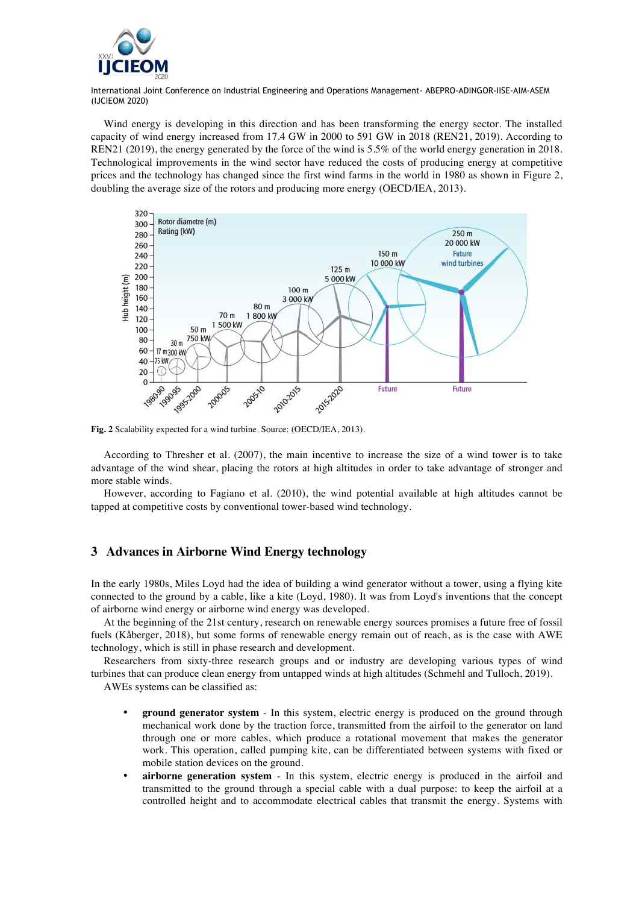Wind energy is developing in this direction and has been transforming the energy sector. The installed capacity of wind energy increased from 17.4 GW in 2000 to 591 GW in 2018 (REN21, 2019). According to REN21 (2019), the energy generated by the force of the wind is 5.5% of the world energy generation in 2018. Technological improvements in the wind sector have reduced the costs of producing energy at competitive prices and the technology has changed since the first wind farms in the world in 1980 as shown in Figure 2, doubling the average size of the rotors and producing more energy (OECD/IEA, 2013).

**Fig. 2** Scalability expected for a wind turbine. Source: (OECD/IEA, 2013).

According to Thresher et al. (2007), the main incentive to increase the size of a wind tower is to take advantage of the wind shear, placing the rotors at high altitudes in order to take advantage of stronger and more stable winds.

However, according to Fagiano et al. (2010), the wind potential available at high altitudes cannot be tapped at competitive costs by conventional tower-based wind technology.

## 3 Advances in Airborne Wind Energy technology

In the early 1980s, Miles Loyd had the idea of building a wind generator without a tower, using a flying kite connected to the ground by a cable, like a kite (Loyd, 1980). It was from Loyd's inventions that the concept of airborne wind energy or airborne wind energy was developed.

At the beginning of the 21st century, research on renewable energy sources promises a future free of fossil fuels (Kåberger, 2018), but some forms of renewable energy remain out of reach, as is the case with AWE technology, which is still in phase research and development.

Researchers from sixty-three research groups and or industry are developing various types of wind turbines that can produce clean energy from untapped winds at high altitudes (Schmehl and Tulloch, 2019).

AWEs systems can be classified as:

- **ground generator system** - In this system, electric energy is produced on the ground through mechanical work done by the traction force, transmitted from the airfoil to the generator on land through one or more cables, which produce a rotational movement that makes the generator work. This operation, called pumping kite, can be differentiated between systems with fixed or mobile station devices on the ground.
- **airborne generation system** - In this system, electric energy is produced in the airfoil and transmitted to the ground through a special cable with a dual purpose: to keep the airfoil at a controlled height and to accommodate electrical cables that transmit the energy. Systems with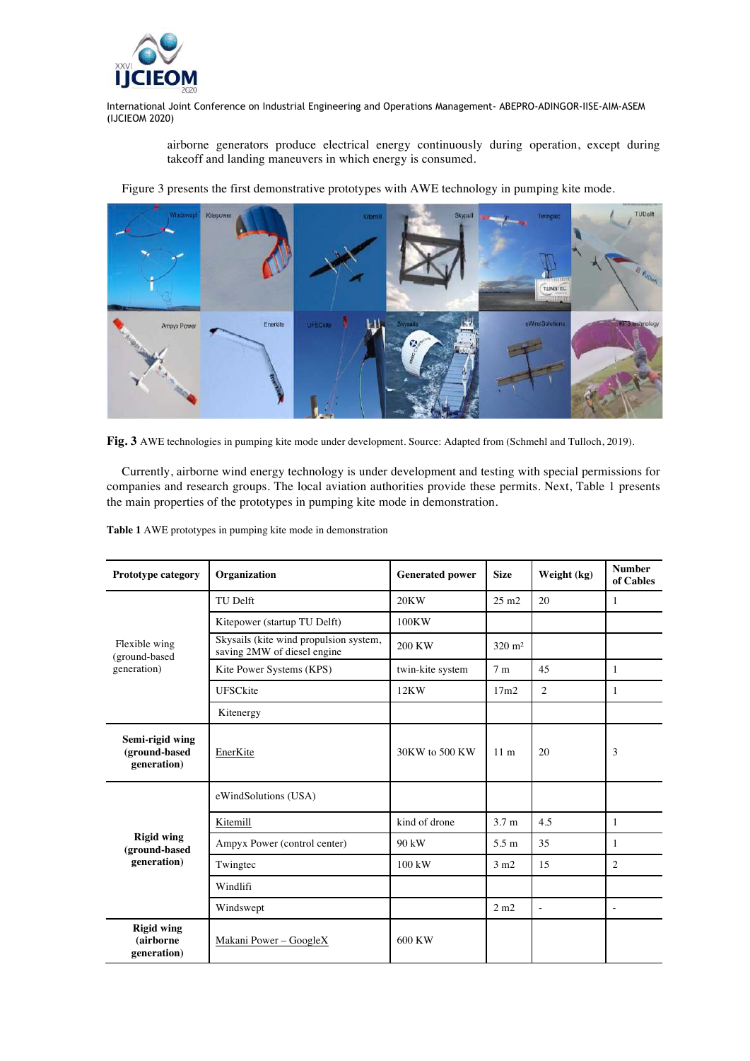airborne generators produce electrical energy continuously during operation, except during takeoff and landing maneuvers in which energy is consumed.

Figure 3 presents the first demonstrative prototypes with AWE technology in pumping kite mode.

**Fig. 3** AWE technologies in pumping kite mode under development. Source: Adapted from (Schmehl and Tulloch, 2019).

Currently, airborne wind energy technology is under development and testing with special permissions for companies and research groups. The local aviation authorities provide these permits. Next, Table 1 presents the main properties of the prototypes in pumping kite mode in demonstration.

**Table 1** AWE prototypes in pumping kite mode in demonstration

| Prototype category | Organization | Generated power | Size | Weight (kg) | Number of Cables |
|---|---|---|---|---|---|
| Flexible wing (ground-based generation) | TU Delft | 20KW | 25 m2 | 20 | 1 |
| | Kitepower (startup TU Delft) | 100KW | | | |
| | Skysails (kite wind propulsion system, saving 2MW of diesel engine | 200 KW | 320 m² | | |
| | Kite Power Systems (KPS) | twin-kite system | 7 m | 45 | 1 |
| | UFSCkite | 12KW | 17m2 | 2 | 1 |
| | Kitenergy | | | | |
| **Semi-rigid wing (ground-based generation)** | EnerKite | 30KW to 500 KW | 11 m | 20 | 3 |
| **Rigid wing (ground-based generation)** | eWindSolutions (USA) | | | | |
| | Kitemill | kind of drone | 3.7 m | 4.5 | 1 |
| | Ampyx Power (control center) | 90 kW | 5.5 m | 35 | 1 |
| | Twingtec | 100 kW | 3 m2 | 15 | 2 |
| | Windlifi | | | | |
| | Windswept | | 2 m2 | - | - |
| **Rigid wing (airborne generation)** | Makani Power – GoogleX | 600 KW | | | |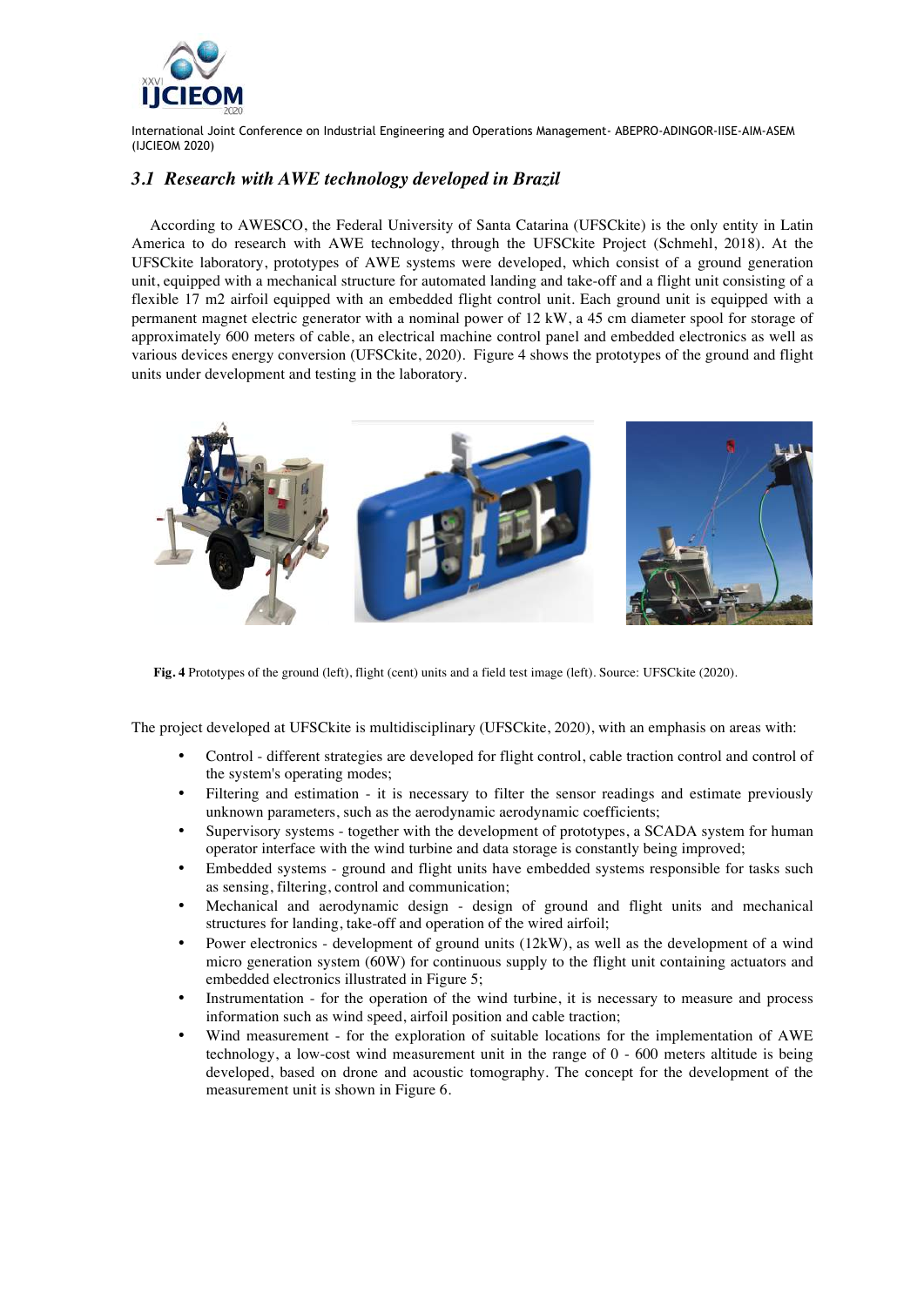### 3.1 Research with AWE technology developed in Brazil

According to AWESCO, the Federal University of Santa Catarina (UFSCkite) is the only entity in Latin America to do research with AWE technology, through the UFSCkite Project (Schmehl, 2018). At the UFSCkite laboratory, prototypes of AWE systems were developed, which consist of a ground generation unit, equipped with a mechanical structure for automated landing and take-off and a flight unit consisting of a flexible 17 m2 airfoil equipped with an embedded flight control unit. Each ground unit is equipped with a permanent magnet electric generator with a nominal power of 12 kW, a 45 cm diameter spool for storage of approximately 600 meters of cable, an electrical machine control panel and embedded electronics as well as various devices energy conversion (UFSCkite, 2020). Figure 4 shows the prototypes of the ground and flight units under development and testing in the laboratory.

**Fig. 4** Prototypes of the ground (left), flight (cent) units and a field test image (left). Source: UFSCkite (2020).

The project developed at UFSCkite is multidisciplinary (UFSCkite, 2020), with an emphasis on areas with:

- Control - different strategies are developed for flight control, cable traction control and control of the system's operating modes;
- Filtering and estimation - it is necessary to filter the sensor readings and estimate previously unknown parameters, such as the aerodynamic aerodynamic coefficients;
- Supervisory systems - together with the development of prototypes, a SCADA system for human operator interface with the wind turbine and data storage is constantly being improved;
- Embedded systems - ground and flight units have embedded systems responsible for tasks such as sensing, filtering, control and communication;
- Mechanical and aerodynamic design - design of ground and flight units and mechanical structures for landing, take-off and operation of the wired airfoil;
- Power electronics - development of ground units (12kW), as well as the development of a wind micro generation system (60W) for continuous supply to the flight unit containing actuators and embedded electronics illustrated in Figure 5;
- Instrumentation - for the operation of the wind turbine, it is necessary to measure and process information such as wind speed, airfoil position and cable traction;
- Wind measurement - for the exploration of suitable locations for the implementation of AWE technology, a low-cost wind measurement unit in the range of 0 - 600 meters altitude is being developed, based on drone and acoustic tomography. The concept for the development of the measurement unit is shown in Figure 6.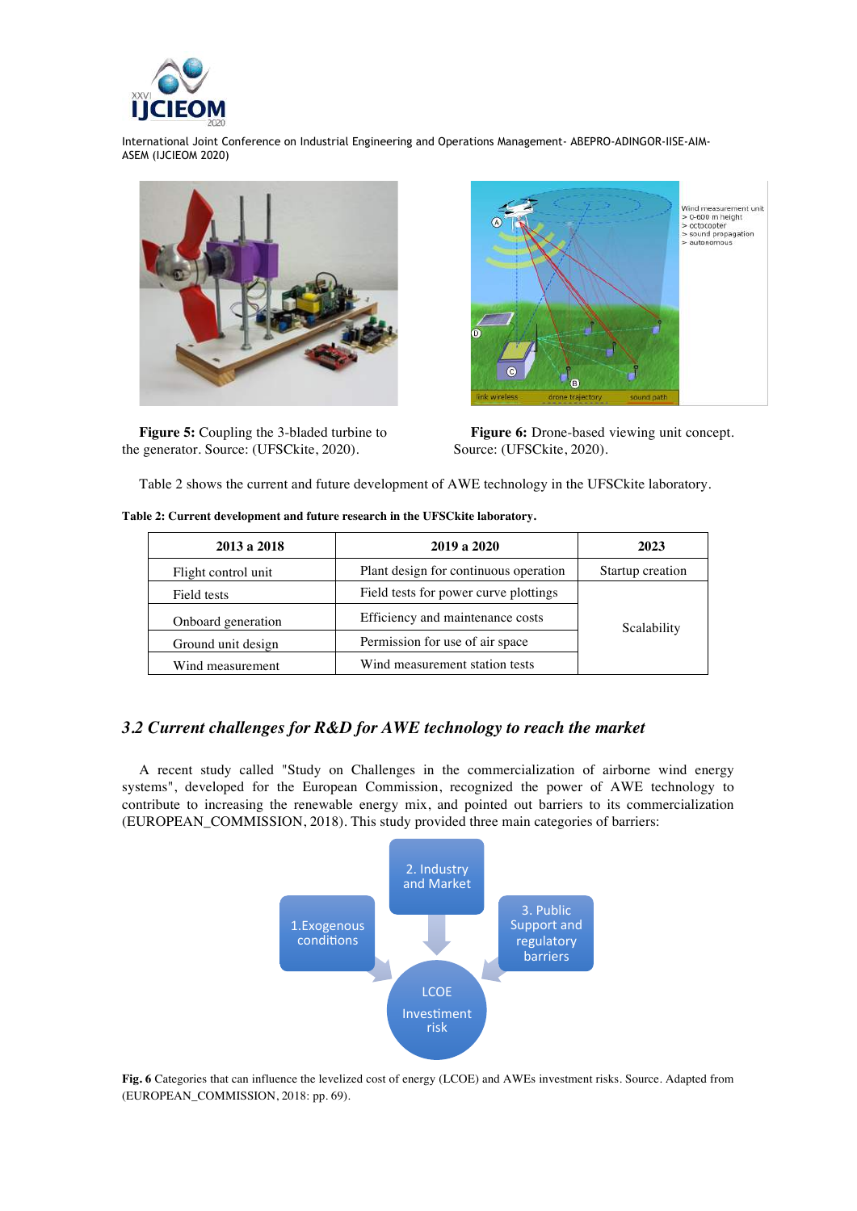**Figure 5:** Coupling the 3-bladed turbine to the generator. Source: (UFSCkite, 2020).

**Figure 6:** Drone-based viewing unit concept. Source: (UFSCkite, 2020).

Table 2 shows the current and future development of AWE technology in the UFSCkite laboratory.

**Table 2: Current development and future research in the UFSCkite laboratory.**

| 2013 a 2018 | 2019 a 2020 | 2023 |
|---|---|---|
| Flight control unit | Plant design for continuous operation | Startup creation |
| Field tests | Field tests for power curve plottings | Scalability |
| Onboard generation | Efficiency and maintenance costs | |
| Ground unit design | Permission for use of air space | |
| Wind measurement | Wind measurement station tests | |

## *3.2 Current challenges for R&D for AWE technology to reach the market*

A recent study called "Study on Challenges in the commercialization of airborne wind energy systems", developed for the European Commission, recognized the power of AWE technology to contribute to increasing the renewable energy mix, and pointed out barriers to its commercialization (EUROPEAN_COMMISSION, 2018). This study provided three main categories of barriers:

1.Exogenous conditions

2. Industry and Market

3. Public Support and regulatory barriers

LCOE Investment risk

**Fig. 6** Categories that can influence the levelized cost of energy (LCOE) and AWEs investment risks. Source. Adapted from (EUROPEAN_COMMISSION, 2018: pp. 69).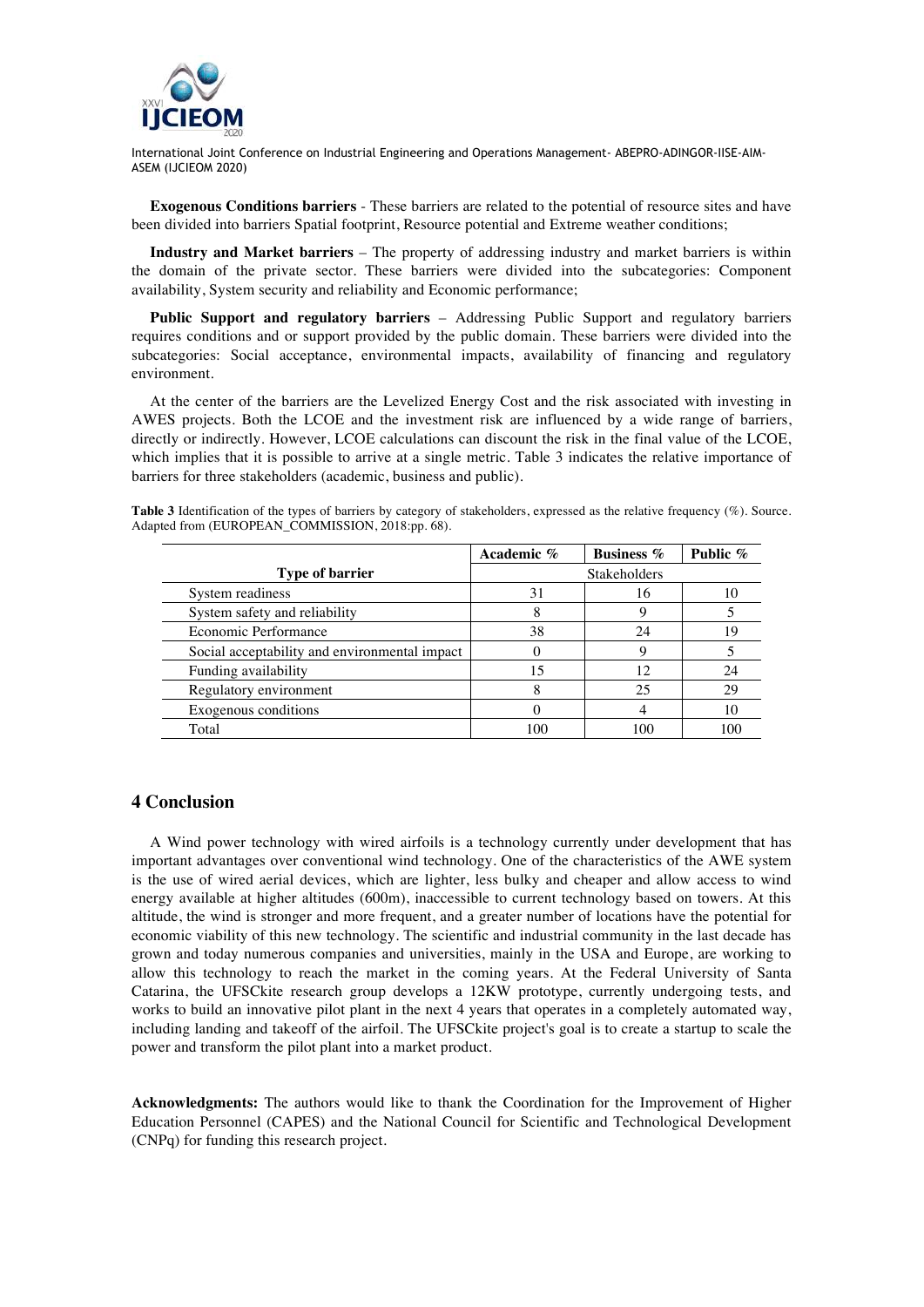**Exogenous Conditions barriers** - These barriers are related to the potential of resource sites and have been divided into barriers Spatial footprint, Resource potential and Extreme weather conditions;

**Industry and Market barriers** – The property of addressing industry and market barriers is within the domain of the private sector. These barriers were divided into the subcategories: Component availability, System security and reliability and Economic performance;

**Public Support and regulatory barriers** – Addressing Public Support and regulatory barriers requires conditions and or support provided by the public domain. These barriers were divided into the subcategories: Social acceptance, environmental impacts, availability of financing and regulatory environment.

At the center of the barriers are the Levelized Energy Cost and the risk associated with investing in AWES projects. Both the LCOE and the investment risk are influenced by a wide range of barriers, directly or indirectly. However, LCOE calculations can discount the risk in the final value of the LCOE, which implies that it is possible to arrive at a single metric. Table 3 indicates the relative importance of barriers for three stakeholders (academic, business and public).

**Table 3** Identification of the types of barriers by category of stakeholders, expressed as the relative frequency (%). Source. Adapted from (EUROPEAN_COMMISSION, 2018:pp. 68).

| | **Academic %** | **Business %** | **Public %** |
|---|---|---|---|
| **Type of barrier** | Stakeholders | | |
| System readiness | 31 | 16 | 10 |
| System safety and reliability | 8 | 9 | 5 |
| Economic Performance | 38 | 24 | 19 |
| Social acceptability and environmental impact | 0 | 9 | 5 |
| Funding availability | 15 | 12 | 24 |
| Regulatory environment | 8 | 25 | 29 |
| Exogenous conditions | 0 | 4 | 10 |
| Total | 100 | 100 | 100 |

## 4 Conclusion

A Wind power technology with wired airfoils is a technology currently under development that has important advantages over conventional wind technology. One of the characteristics of the AWE system is the use of wired aerial devices, which are lighter, less bulky and cheaper and allow access to wind energy available at higher altitudes (600m), inaccessible to current technology based on towers. At this altitude, the wind is stronger and more frequent, and a greater number of locations have the potential for economic viability of this new technology. The scientific and industrial community in the last decade has grown and today numerous companies and universities, mainly in the USA and Europe, are working to allow this technology to reach the market in the coming years. At the Federal University of Santa Catarina, the UFSCkite research group develops a 12KW prototype, currently undergoing tests, and works to build an innovative pilot plant in the next 4 years that operates in a completely automated way, including landing and takeoff of the airfoil. The UFSCkite project's goal is to create a startup to scale the power and transform the pilot plant into a market product.

**Acknowledgments:** The authors would like to thank the Coordination for the Improvement of Higher Education Personnel (CAPES) and the National Council for Scientific and Technological Development (CNPq) for funding this research project.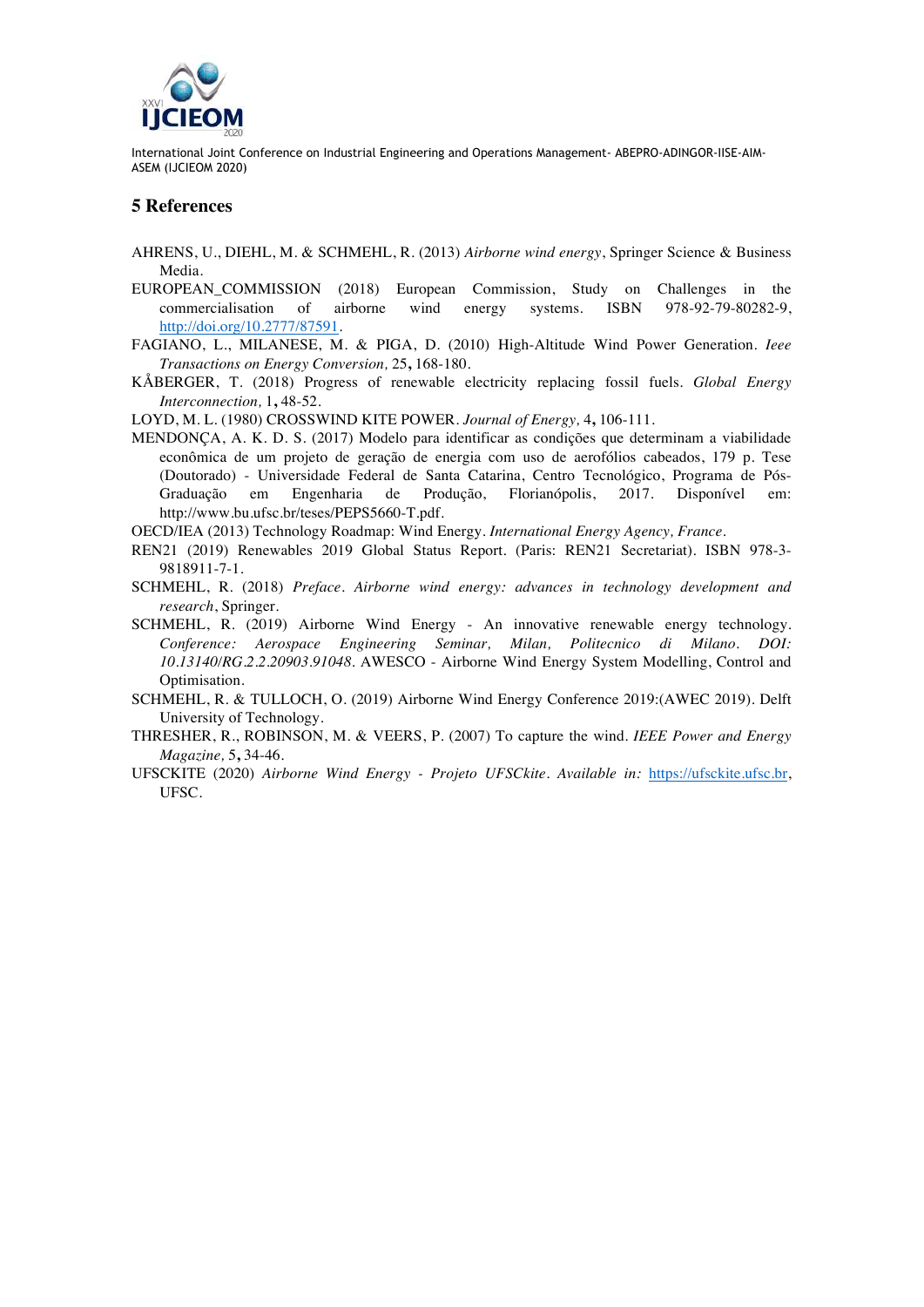## 5 References

AHRENS, U., DIEHL, M. & SCHMEHL, R. (2013) *Airborne wind energy*, Springer Science & Business Media.

EUROPEAN_COMMISSION (2018) European Commission, Study on Challenges in the commercialisation of airborne wind energy systems. ISBN 978-92-79-80282-9, http://doi.org/10.2777/87591.

FAGIANO, L., MILANESE, M. & PIGA, D. (2010) High-Altitude Wind Power Generation. *Ieee Transactions on Energy Conversion,* 25**,** 168-180.

KÅBERGER, T. (2018) Progress of renewable electricity replacing fossil fuels. *Global Energy Interconnection,* 1**,** 48-52.

LOYD, M. L. (1980) CROSSWIND KITE POWER. *Journal of Energy,* 4**,** 106-111.

MENDONÇA, A. K. D. S. (2017) Modelo para identificar as condições que determinam a viabilidade econômica de um projeto de geração de energia com uso de aerofólios cabeados, 179 p. Tese (Doutorado) - Universidade Federal de Santa Catarina, Centro Tecnológico, Programa de Pós-Graduação em Engenharia de Produção, Florianópolis, 2017. Disponível em: http://www.bu.ufsc.br/teses/PEPS5660-T.pdf.

OECD/IEA (2013) Technology Roadmap: Wind Energy. *International Energy Agency, France*.

REN21 (2019) Renewables 2019 Global Status Report. (Paris: REN21 Secretariat). ISBN 978-3-9818911-7-1.

SCHMEHL, R. (2018) *Preface. Airborne wind energy: advances in technology development and research*, Springer.

SCHMEHL, R. (2019) Airborne Wind Energy - An innovative renewable energy technology. *Conference: Aerospace Engineering Seminar, Milan, Politecnico di Milano. DOI: 10.13140/RG.2.2.20903.91048.* AWESCO - Airborne Wind Energy System Modelling, Control and Optimisation.

SCHMEHL, R. & TULLOCH, O. (2019) Airborne Wind Energy Conference 2019:(AWEC 2019). Delft University of Technology.

THRESHER, R., ROBINSON, M. & VEERS, P. (2007) To capture the wind. *IEEE Power and Energy Magazine,* 5**,** 34-46.

UFSCKITE (2020) *Airborne Wind Energy - Projeto UFSCkite. Available in:* https://ufsckite.ufsc.br, UFSC.